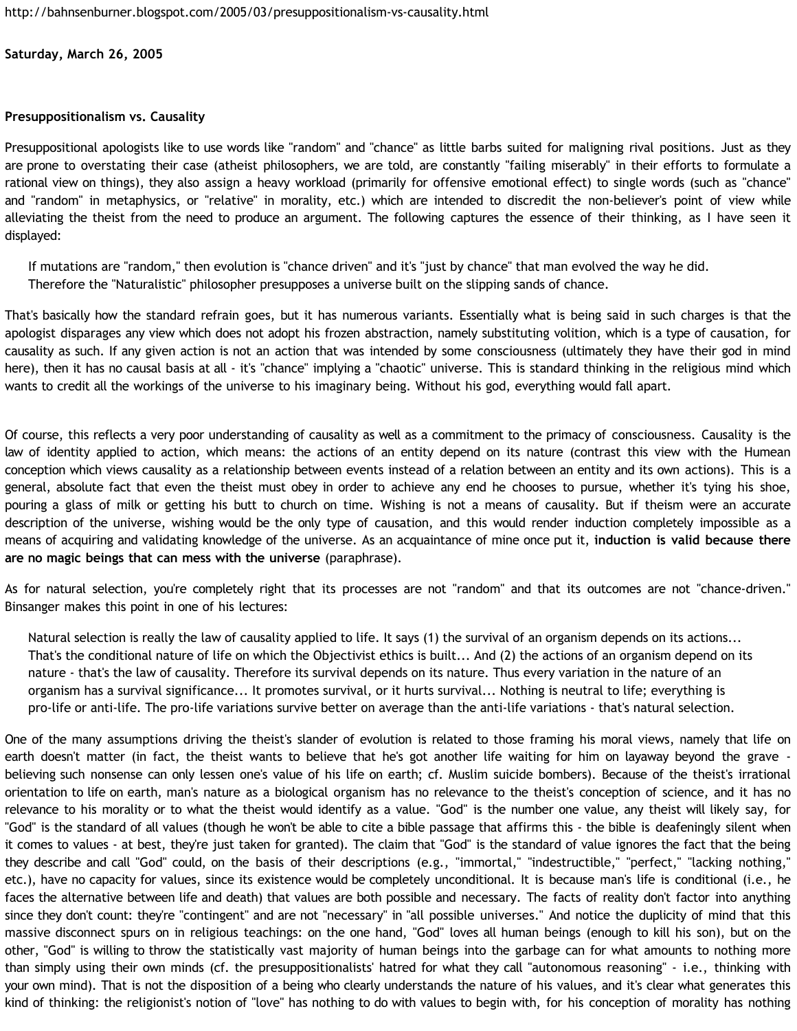http://bahnsenburner.blogspot.com/2005/03/presuppositionalism-vs-causality.html

**Saturday, March 26, 2005**

## Presuppositionalism vs. Causality

Presuppositional apologists like to use words like "random" and "chance" as little barbs suited for maligning rival positions. Just as they are prone to overstating their case (atheist philosophers, we are told, are constantly "failing miserably" in their efforts to formulate a rational view on things), they also assign a heavy workload (primarily for offensive emotional effect) to single words (such as "chance" and "random" in metaphysics, or "relative" in morality, etc.) which are intended to discredit the non-believer's point of view while alleviating the theist from the need to produce an argument. The following captures the essence of their thinking, as I have seen it displayed:

> If mutations are "random," then evolution is "chance driven" and it's "just by chance" that man evolved the way he did. Therefore the "Naturalistic" philosopher presupposes a universe built on the slipping sands of chance.

That's basically how the standard refrain goes, but it has numerous variants. Essentially what is being said in such charges is that the apologist disparages any view which does not adopt his frozen abstraction, namely substituting volition, which is a type of causation, for causality as such. If any given action is not an action that was intended by some consciousness (ultimately they have their god in mind here), then it has no causal basis at all - it's "chance" implying a "chaotic" universe. This is standard thinking in the religious mind which wants to credit all the workings of the universe to his imaginary being. Without his god, everything would fall apart.

Of course, this reflects a very poor understanding of causality as well as a commitment to the primacy of consciousness. Causality is the law of identity applied to action, which means: the actions of an entity depend on its nature (contrast this view with the Humean conception which views causality as a relationship between events instead of a relation between an entity and its own actions). This is a general, absolute fact that even the theist must obey in order to achieve any end he chooses to pursue, whether it's tying his shoe, pouring a glass of milk or getting his butt to church on time. Wishing is not a means of causality. But if theism were an accurate description of the universe, wishing would be the only type of causation, and this would render induction completely impossible as a means of acquiring and validating knowledge of the universe. As an acquaintance of mine once put it, **induction is valid because there are no magic beings that can mess with the universe** (paraphrase).

As for natural selection, you're completely right that its processes are not "random" and that its outcomes are not "chance-driven." Binsanger makes this point in one of his lectures:

> Natural selection is really the law of causality applied to life. It says (1) the survival of an organism depends on its actions... That's the conditional nature of life on which the Objectivist ethics is built... And (2) the actions of an organism depend on its nature - that's the law of causality. Therefore its survival depends on its nature. Thus every variation in the nature of an organism has a survival significance... It promotes survival, or it hurts survival... Nothing is neutral to life; everything is pro-life or anti-life. The pro-life variations survive better on average than the anti-life variations - that's natural selection.

One of the many assumptions driving the theist's slander of evolution is related to those framing his moral views, namely that life on earth doesn't matter (in fact, the theist wants to believe that he's got another life waiting for him on layaway beyond the grave - believing such nonsense can only lessen one's value of his life on earth; cf. Muslim suicide bombers). Because of the theist's irrational orientation to life on earth, man's nature as a biological organism has no relevance to the theist's conception of science, and it has no relevance to his morality or to what the theist would identify as a value. "God" is the number one value, any theist will likely say, for "God" is the standard of all values (though he won't be able to cite a bible passage that affirms this - the bible is deafeningly silent when it comes to values - at best, they're just taken for granted). The claim that "God" is the standard of value ignores the fact that the being they describe and call "God" could, on the basis of their descriptions (e.g., "immortal," "indestructible," "perfect," "lacking nothing," etc.), have no capacity for values, since its existence would be completely unconditional. It is because man's life is conditional (i.e., he faces the alternative between life and death) that values are both possible and necessary. The facts of reality don't factor into anything since they don't count: they're "contingent" and are not "necessary" in "all possible universes." And notice the duplicity of mind that this massive disconnect spurs on in religious teachings: on the one hand, "God" loves all human beings (enough to kill his son), but on the other, "God" is willing to throw the statistically vast majority of human beings into the garbage can for what amounts to nothing more than simply using their own minds (cf. the presuppositionalists' hatred for what they call "autonomous reasoning" - i.e., thinking with your own mind). That is not the disposition of a being who clearly understands the nature of his values, and it's clear what generates this kind of thinking: the religionist's notion of "love" has nothing to do with values to begin with, for his conception of morality has nothing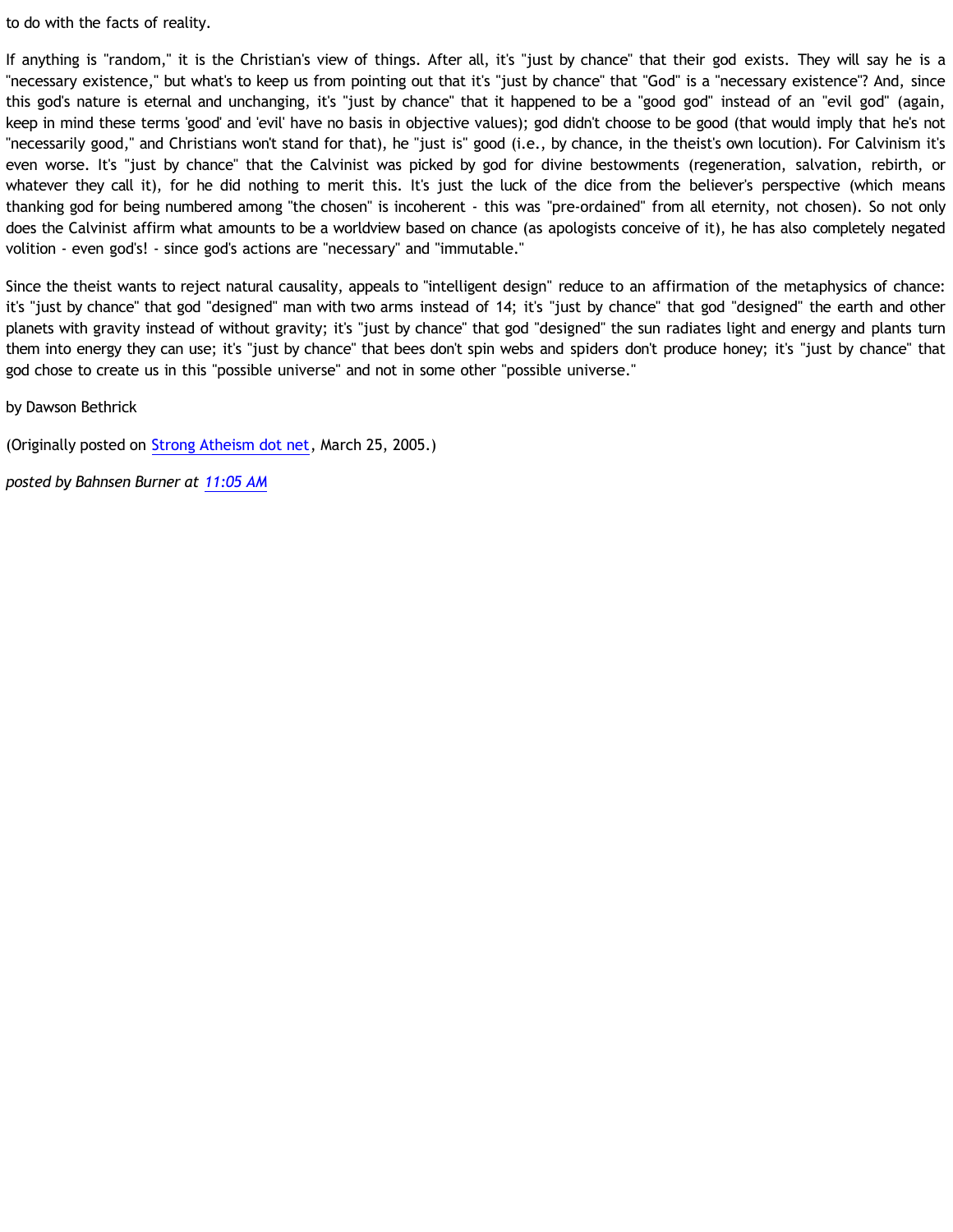to do with the facts of reality.

If anything is "random," it is the Christian's view of things. After all, it's "just by chance" that their god exists. They will say he is a "necessary existence," but what's to keep us from pointing out that it's "just by chance" that "God" is a "necessary existence"? And, since this god's nature is eternal and unchanging, it's "just by chance" that it happened to be a "good god" instead of an "evil god" (again, keep in mind these terms 'good' and 'evil' have no basis in objective values); god didn't choose to be good (that would imply that he's not "necessarily good," and Christians won't stand for that), he "just is" good (i.e., by chance, in the theist's own locution). For Calvinism it's even worse. It's "just by chance" that the Calvinist was picked by god for divine bestowments (regeneration, salvation, rebirth, or whatever they call it), for he did nothing to merit this. It's just the luck of the dice from the believer's perspective (which means thanking god for being numbered among "the chosen" is incoherent - this was "pre-ordained" from all eternity, not chosen). So not only does the Calvinist affirm what amounts to be a worldview based on chance (as apologists conceive of it), he has also completely negated volition - even god's! - since god's actions are "necessary" and "immutable."

Since the theist wants to reject natural causality, appeals to "intelligent design" reduce to an affirmation of the metaphysics of chance: it's "just by chance" that god "designed" man with two arms instead of 14; it's "just by chance" that god "designed" the earth and other planets with gravity instead of without gravity; it's "just by chance" that god "designed" the sun radiates light and energy and plants turn them into energy they can use; it's "just by chance" that bees don't spin webs and spiders don't produce honey; it's "just by chance" that god chose to create us in this "possible universe" and not in some other "possible universe."

by Dawson Bethrick

(Originally posted on Strong Atheism dot net, March 25, 2005.)

*posted by Bahnsen Burner at 11:05 AM*